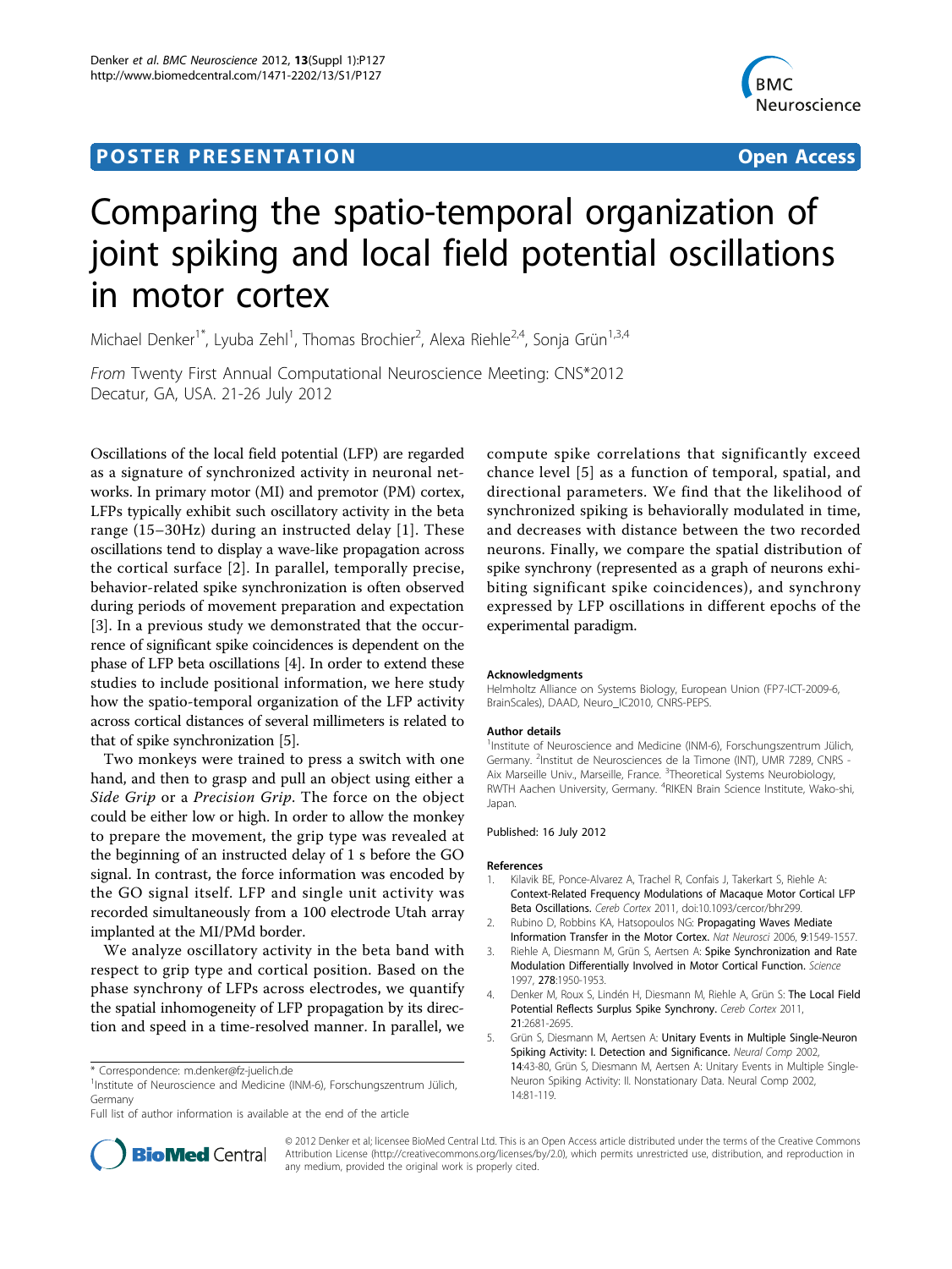POSTER PRESENTATION

Open Access

# Comparing the spatio-temporal organization of joint spiking and local field potential oscillations in motor cortex

Michael Denker[1*], Lyuba Zehl[1], Thomas Brochier[2], Alexa Riehle[2,4], Sonja Grün[1,3,4]

*From* Twenty First Annual Computational Neuroscience Meeting: CNS*2012
Decatur, GA, USA. 21-26 July 2012

Oscillations of the local field potential (LFP) are regarded as a signature of synchronized activity in neuronal networks. In primary motor (MI) and premotor (PM) cortex, LFPs typically exhibit such oscillatory activity in the beta range (15–30Hz) during an instructed delay [1]. These oscillations tend to display a wave-like propagation across the cortical surface [2]. In parallel, temporally precise, behavior-related spike synchronization is often observed during periods of movement preparation and expectation [3]. In a previous study we demonstrated that the occurrence of significant spike coincidences is dependent on the phase of LFP beta oscillations [4]. In order to extend these studies to include positional information, we here study how the spatio-temporal organization of the LFP activity across cortical distances of several millimeters is related to that of spike synchronization [5].

Two monkeys were trained to press a switch with one hand, and then to grasp and pull an object using either a *Side Grip* or a *Precision Grip*. The force on the object could be either low or high. In order to allow the monkey to prepare the movement, the grip type was revealed at the beginning of an instructed delay of 1 s before the GO signal. In contrast, the force information was encoded by the GO signal itself. LFP and single unit activity was recorded simultaneously from a 100 electrode Utah array implanted at the MI/PMd border.

We analyze oscillatory activity in the beta band with respect to grip type and cortical position. Based on the phase synchrony of LFPs across electrodes, we quantify the spatial inhomogeneity of LFP propagation by its direction and speed in a time-resolved manner. In parallel, we compute spike correlations that significantly exceed chance level [5] as a function of temporal, spatial, and directional parameters. We find that the likelihood of synchronized spiking is behaviorally modulated in time, and decreases with distance between the two recorded neurons. Finally, we compare the spatial distribution of spike synchrony (represented as a graph of neurons exhibiting significant spike coincidences), and synchrony expressed by LFP oscillations in different epochs of the experimental paradigm.

#### Acknowledgments

Helmholtz Alliance on Systems Biology, European Union (FP7-ICT-2009-6, BrainScales), DAAD, Neuro_IC2010, CNRS-PEPS.

#### Author details

[1]Institute of Neuroscience and Medicine (INM-6), Forschungszentrum Jülich, Germany. [2]Institut de Neurosciences de la Timone (INT), UMR 7289, CNRS - Aix Marseille Univ., Marseille, France. [3]Theoretical Systems Neurobiology, RWTH Aachen University, Germany. [4]RIKEN Brain Science Institute, Wako-shi, Japan.

Published: 16 July 2012

#### References

1. Kilavik BE, Ponce-Alvarez A, Trachel R, Confais J, Takerkart S, Riehle A: **Context-Related Frequency Modulations of Macaque Motor Cortical LFP Beta Oscillations.** *Cereb Cortex* 2011, doi:10.1093/cercor/bhr299.
2. Rubino D, Robbins KA, Hatsopoulos NG: **Propagating Waves Mediate Information Transfer in the Motor Cortex.** *Nat Neurosci* 2006, **9**:1549-1557.
3. Riehle A, Diesmann M, Grün S, Aertsen A: **Spike Synchronization and Rate Modulation Differentially Involved in Motor Cortical Function.** *Science* 1997, **278**:1950-1953.
4. Denker M, Roux S, Lindén H, Diesmann M, Riehle A, Grün S: **The Local Field Potential Reflects Surplus Spike Synchrony.** *Cereb Cortex* 2011, **21**:2681-2695.
5. Grün S, Diesmann M, Aertsen A: **Unitary Events in Multiple Single-Neuron Spiking Activity: I. Detection and Significance.** *Neural Comp* 2002, **14**:43-80, Grün S, Diesmann M, Aertsen A: Unitary Events in Multiple Single-Neuron Spiking Activity: II. Nonstationary Data. Neural Comp 2002, 14:81-119.

\* Correspondence: m.denker@fz-juelich.de
[1]Institute of Neuroscience and Medicine (INM-6), Forschungszentrum Jülich, Germany
Full list of author information is available at the end of the article

© 2012 Denker et al; licensee BioMed Central Ltd. This is an Open Access article distributed under the terms of the Creative Commons Attribution License (http://creativecommons.org/licenses/by/2.0), which permits unrestricted use, distribution, and reproduction in any medium, provided the original work is properly cited.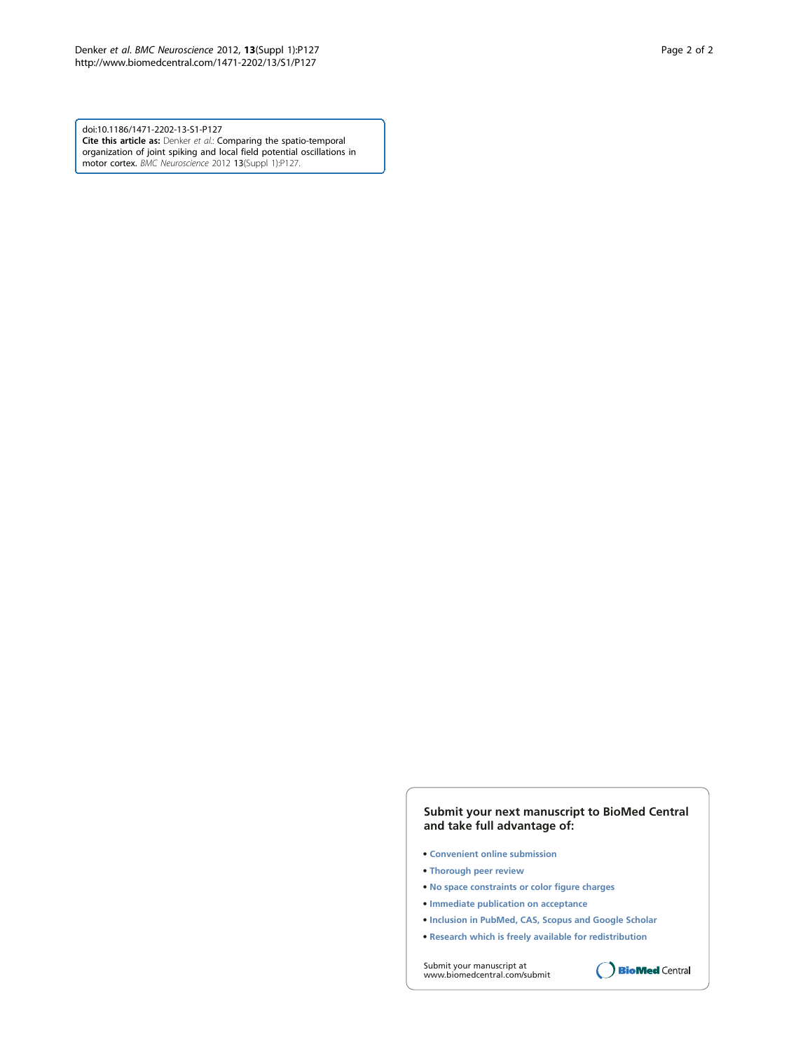doi:10.1186/1471-2202-13-S1-P127

**Cite this article as:** Denker *et al.*: Comparing the spatio-temporal organization of joint spiking and local field potential oscillations in motor cortex. *BMC Neuroscience* 2012 **13**(Suppl 1):P127.

**Submit your next manuscript to BioMed Central and take full advantage of:**

- **Convenient online submission**
- **Thorough peer review**
- **No space constraints or color figure charges**
- **Immediate publication on acceptance**
- **Inclusion in PubMed, CAS, Scopus and Google Scholar**
- **Research which is freely available for redistribution**

Submit your manuscript at
www.biomedcentral.com/submit

BioMed Central